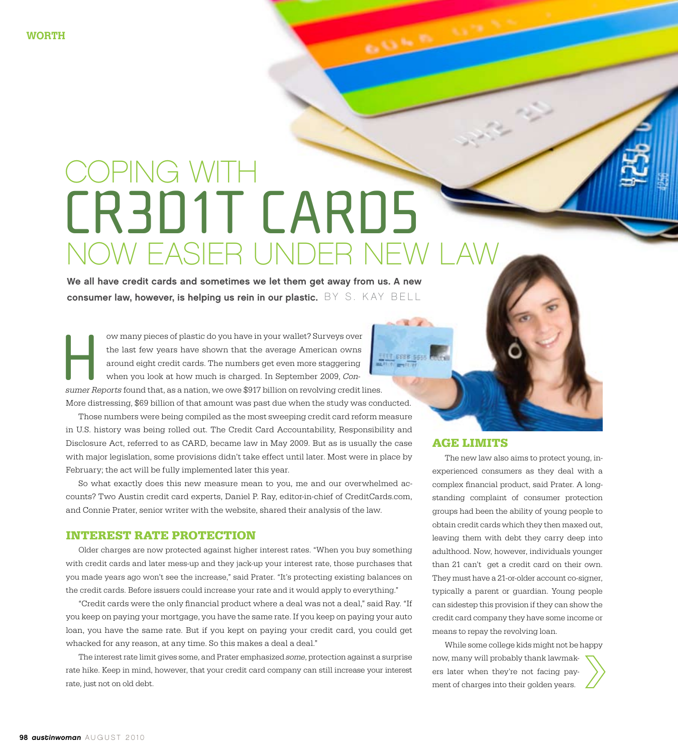# COPING WITH CR3D1T CARD5 NOW EASIER UNDER NEW LAW

**We all have credit cards and sometimes we let them get away from us. A new consumer law, however, is helping us rein in our plastic.** BY S. KAY BELL

How many pieces of plastic do you have in your wallet? Surveys over the last few years have shown that the average American owns around eight credit cards. The numbers get even more staggering when you look at how much is charged. In September 2009, *Consumer Reports* found that, as a nation, we owe $917 billion on revolving credit lines. More distressing, $69 billion of that amount was past due when the study was conducted.

Those numbers were being compiled as the most sweeping credit card reform measure in U.S. history was being rolled out. The Credit Card Accountability, Responsibility and Disclosure Act, referred to as CARD, became law in May 2009. But as is usually the case with major legislation, some provisions didn't take effect until later. Most were in place by February; the act will be fully implemented later this year.

So what exactly does this new measure mean to you, me and our overwhelmed accounts? Two Austin credit card experts, Daniel P. Ray, editor-in-chief of CreditCards.com, and Connie Prater, senior writer with the website, shared their analysis of the law.

## INTEREST RATE PROTECTION

Older charges are now protected against higher interest rates. "When you buy something with credit cards and later mess-up and they jack-up your interest rate, those purchases that you made years ago won't see the increase," said Prater. "It's protecting existing balances on the credit cards. Before issuers could increase your rate and it would apply to everything."

"Credit cards were the only financial product where a deal was not a deal," said Ray. "If you keep on paying your mortgage, you have the same rate. If you keep on paying your auto loan, you have the same rate. But if you kept on paying your credit card, you could get whacked for any reason, at any time. So this makes a deal a deal."

The interest rate limit gives some, and Prater emphasized *some*, protection against a surprise rate hike. Keep in mind, however, that your credit card company can still increase your interest rate, just not on old debt.

## AGE LIMITS

The new law also aims to protect young, inexperienced consumers as they deal with a complex financial product, said Prater. A longstanding complaint of consumer protection groups had been the ability of young people to obtain credit cards which they then maxed out, leaving them with debt they carry deep into adulthood. Now, however, individuals younger than 21 can't get a credit card on their own. They must have a 21-or-older account co-signer, typically a parent or guardian. Young people can sidestep this provision if they can show the credit card company they have some income or means to repay the revolving loan.

While some college kids might not be happy now, many will probably thank lawmakers later when they're not facing payment of charges into their golden years.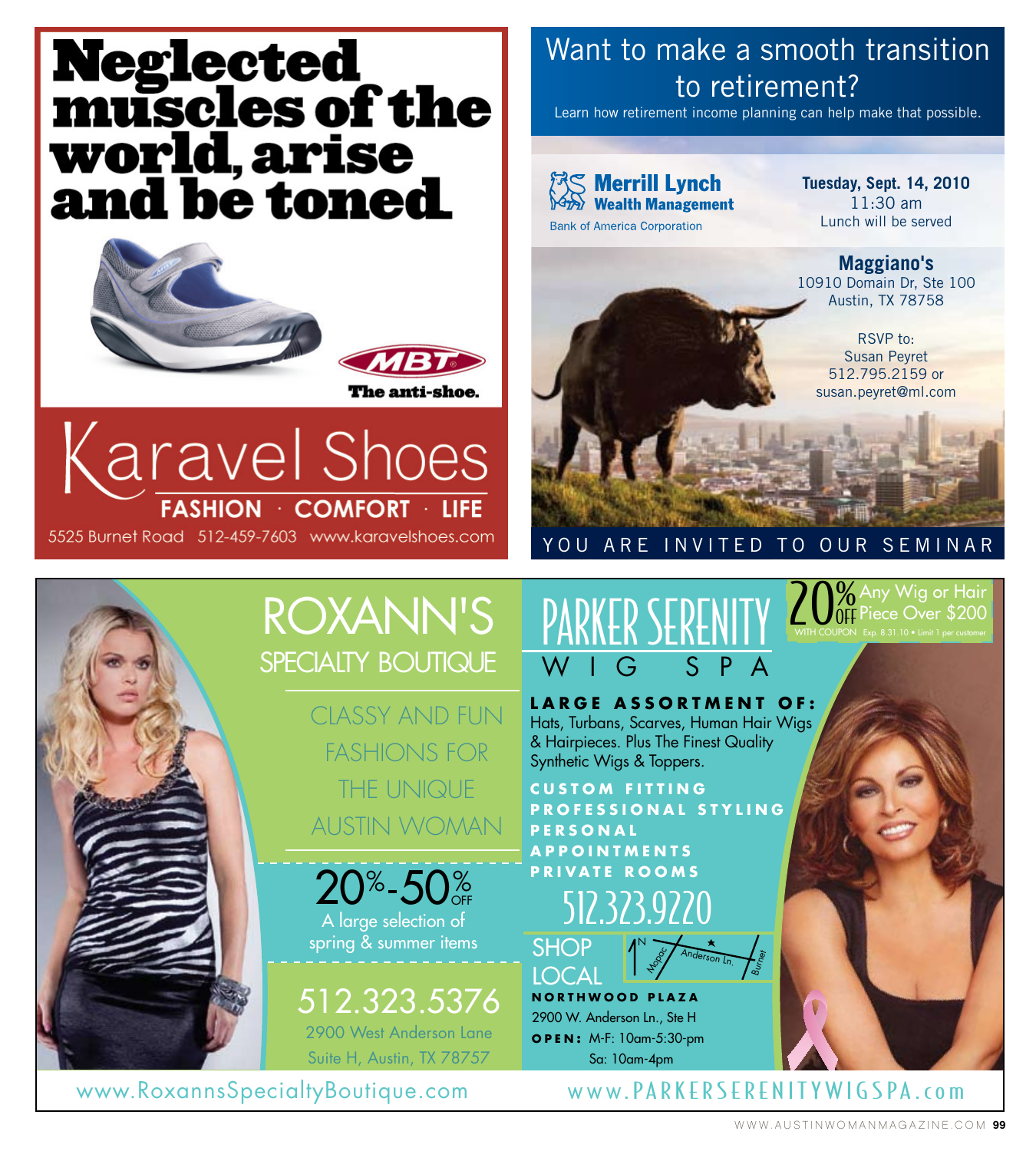# Neglected muscles of the world, arise and be toned.

MBT®

The anti-shoe.

# Karavel Shoes

FASHION · COMFORT · LIFE

5525 Burnet Road 512-459-7603 www.karavelshoes.com

---

# Want to make a smooth transition to retirement?

Learn how retirement income planning can help make that possible.

**Merrill Lynch**
**Wealth Management**
Bank of America Corporation

**Tuesday, Sept. 14, 2010**
11:30 am
Lunch will be served

**Maggiano's**
10910 Domain Dr, Ste 100
Austin, TX 78758

RSVP to:
Susan Peyret
512.795.2159 or
susan.peyret@ml.com

YOU ARE INVITED TO OUR SEMINAR

---

# ROXANN'S

## SPECIALTY BOUTIQUE

CLASSY AND FUN FASHIONS FOR THE UNIQUE AUSTIN WOMAN

**20%-50% OFF**
A large selection of spring & summer items

512.323.5376
2900 West Anderson Lane
Suite H, Austin, TX 78757

www.RoxannsSpecialtyBoutique.com

---

# PARKER SERENITY

## WIG SPA

**20% OFF** Any Wig or Hair Piece Over $200
WITH COUPON Exp. 8.31.10 • Limit 1 per customer

**LARGE ASSORTMENT OF:**
Hats, Turbans, Scarves, Human Hair Wigs & Hairpieces. Plus The Finest Quality Synthetic Wigs & Toppers.

**CUSTOM FITTING**
**PROFESSIONAL STYLING**
**PERSONAL APPOINTMENTS**
**PRIVATE ROOMS**

512.323.9220

SHOP LOCAL

N Mopac Anderson Ln. Burnet

**NORTHWOOD PLAZA**
2900 W. Anderson Ln., Ste H
**OPEN:** M-F: 10am-5:30-pm
Sa: 10am-4pm

www.PARKERSERENITYWIGSPA.com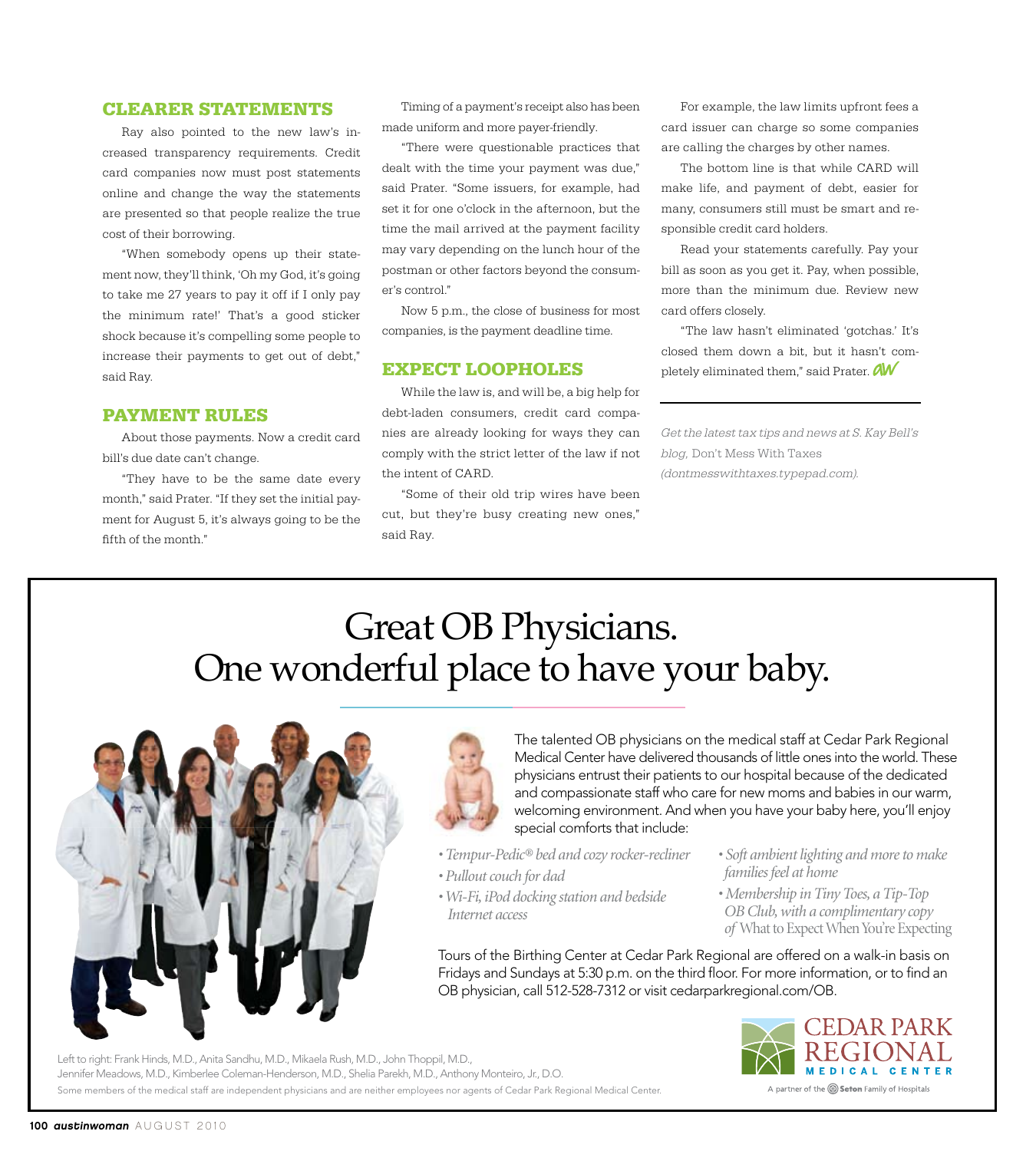## CLEARER STATEMENTS

Ray also pointed to the new law's increased transparency requirements. Credit card companies now must post statements online and change the way the statements are presented so that people realize the true cost of their borrowing.

"When somebody opens up their statement now, they'll think, 'Oh my God, it's going to take me 27 years to pay it off if I only pay the minimum rate!' That's a good sticker shock because it's compelling some people to increase their payments to get out of debt," said Ray.

## PAYMENT RULES

About those payments. Now a credit card bill's due date can't change.

"They have to be the same date every month," said Prater. "If they set the initial payment for August 5, it's always going to be the fifth of the month."

Timing of a payment's receipt also has been made uniform and more payer-friendly.

"There were questionable practices that dealt with the time your payment was due," said Prater. "Some issuers, for example, had set it for one o'clock in the afternoon, but the time the mail arrived at the payment facility may vary depending on the lunch hour of the postman or other factors beyond the consumer's control."

Now 5 p.m., the close of business for most companies, is the payment deadline time.

## EXPECT LOOPHOLES

While the law is, and will be, a big help for debt-laden consumers, credit card companies are already looking for ways they can comply with the strict letter of the law if not the intent of CARD.

"Some of their old trip wires have been cut, but they're busy creating new ones," said Ray.

For example, the law limits upfront fees a card issuer can charge so some companies are calling the charges by other names.

The bottom line is that while CARD will make life, and payment of debt, easier for many, consumers still must be smart and responsible credit card holders.

Read your statements carefully. Pay your bill as soon as you get it. Pay, when possible, more than the minimum due. Review new card offers closely.

"The law hasn't eliminated 'gotchas.' It's closed them down a bit, but it hasn't completely eliminated them," said Prater. AW

---

*Get the latest tax tips and news at S. Kay Bell's blog,* Don't Mess With Taxes *(dontmesswithtaxes.typepad.com).*

---

# Great OB Physicians.
# One wonderful place to have your baby.

The talented OB physicians on the medical staff at Cedar Park Regional Medical Center have delivered thousands of little ones into the world. These physicians entrust their patients to our hospital because of the dedicated and compassionate staff who care for new moms and babies in our warm, welcoming environment. And when you have your baby here, you'll enjoy special comforts that include:

- *Tempur-Pedic® bed and cozy rocker-recliner*
- *Pullout couch for dad*
- *Wi-Fi, iPod docking station and bedside Internet access*
- *Soft ambient lighting and more to make families feel at home*
- *Membership in Tiny Toes, a Tip-Top OB Club, with a complimentary copy of* What to Expect When You're Expecting

Tours of the Birthing Center at Cedar Park Regional are offered on a walk-in basis on Fridays and Sundays at 5:30 p.m. on the third floor. For more information, or to find an OB physician, call 512-528-7312 or visit cedarparkregional.com/OB.

Left to right: Frank Hinds, M.D., Anita Sandhu, M.D., Mikaela Rush, M.D., John Thoppil, M.D., Jennifer Meadows, M.D., Kimberlee Coleman-Henderson, M.D., Shelia Parekh, M.D., Anthony Monteiro, Jr., D.O.

Some members of the medical staff are independent physicians and are neither employees nor agents of Cedar Park Regional Medical Center.

CEDAR PARK REGIONAL MEDICAL CENTER

A partner of the Seton Family of Hospitals